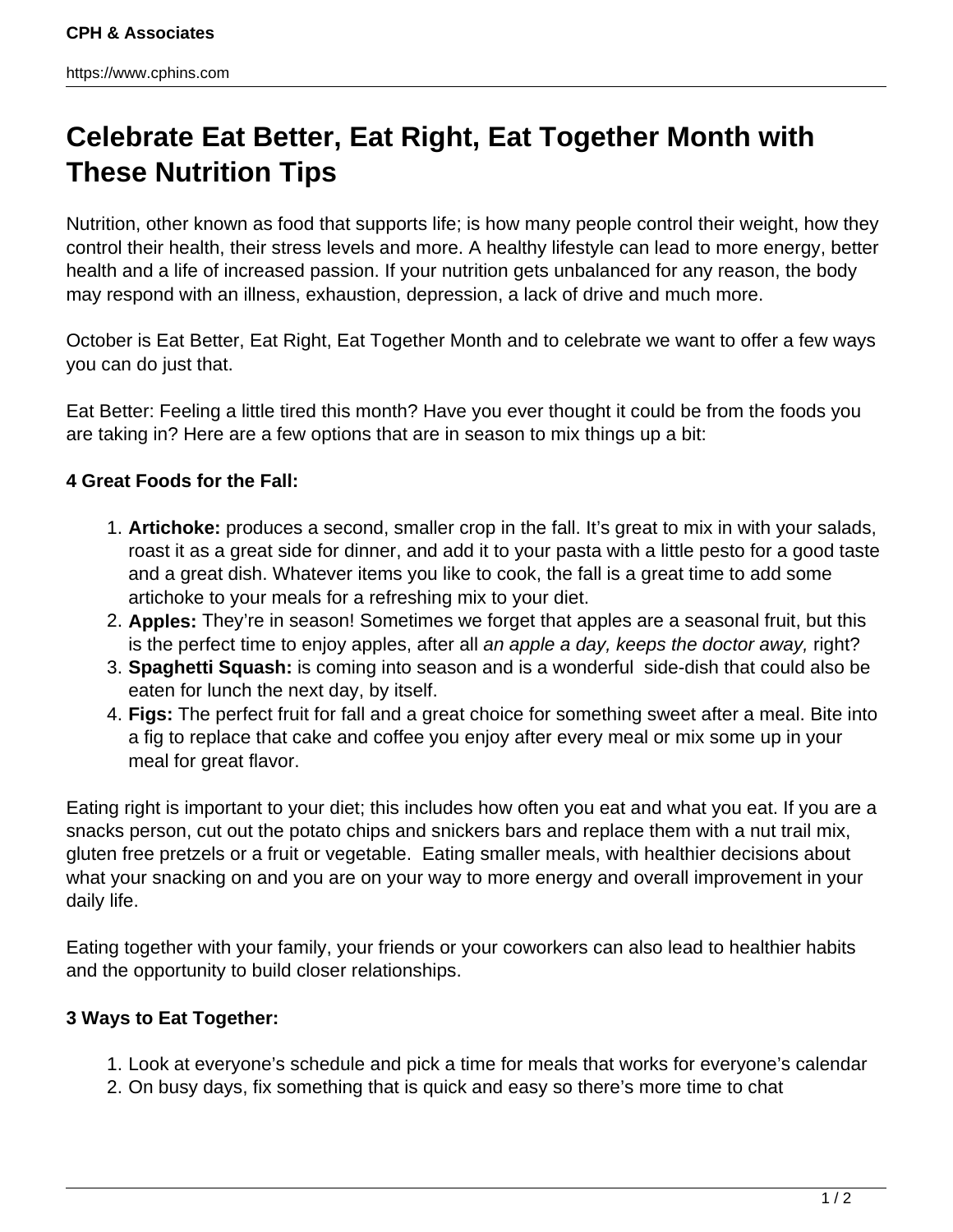# Celebrate Eat Better, Eat Right, Eat Together Month with These Nutrition Tips

Nutrition, other known as food that supports life; is how many people control their weight, how they control their health, their stress levels and more. A healthy lifestyle can lead to more energy, better health and a life of increased passion. If your nutrition gets unbalanced for any reason, the body may respond with an illness, exhaustion, depression, a lack of drive and much more.

October is Eat Better, Eat Right, Eat Together Month and to celebrate we want to offer a few ways you can do just that.

Eat Better: Feeling a little tired this month? Have you ever thought it could be from the foods you are taking in? Here are a few options that are in season to mix things up a bit:

**4 Great Foods for the Fall:**

1. **Artichoke:** produces a second, smaller crop in the fall. It's great to mix in with your salads, roast it as a great side for dinner, and add it to your pasta with a little pesto for a good taste and a great dish. Whatever items you like to cook, the fall is a great time to add some artichoke to your meals for a refreshing mix to your diet.
2. **Apples:** They're in season! Sometimes we forget that apples are a seasonal fruit, but this is the perfect time to enjoy apples, after all *an apple a day, keeps the doctor away,* right?
3. **Spaghetti Squash:** is coming into season and is a wonderful side-dish that could also be eaten for lunch the next day, by itself.
4. **Figs:** The perfect fruit for fall and a great choice for something sweet after a meal. Bite into a fig to replace that cake and coffee you enjoy after every meal or mix some up in your meal for great flavor.

Eating right is important to your diet; this includes how often you eat and what you eat. If you are a snacks person, cut out the potato chips and snickers bars and replace them with a nut trail mix, gluten free pretzels or a fruit or vegetable. Eating smaller meals, with healthier decisions about what your snacking on and you are on your way to more energy and overall improvement in your daily life.

Eating together with your family, your friends or your coworkers can also lead to healthier habits and the opportunity to build closer relationships.

**3 Ways to Eat Together:**

1. Look at everyone's schedule and pick a time for meals that works for everyone's calendar
2. On busy days, fix something that is quick and easy so there's more time to chat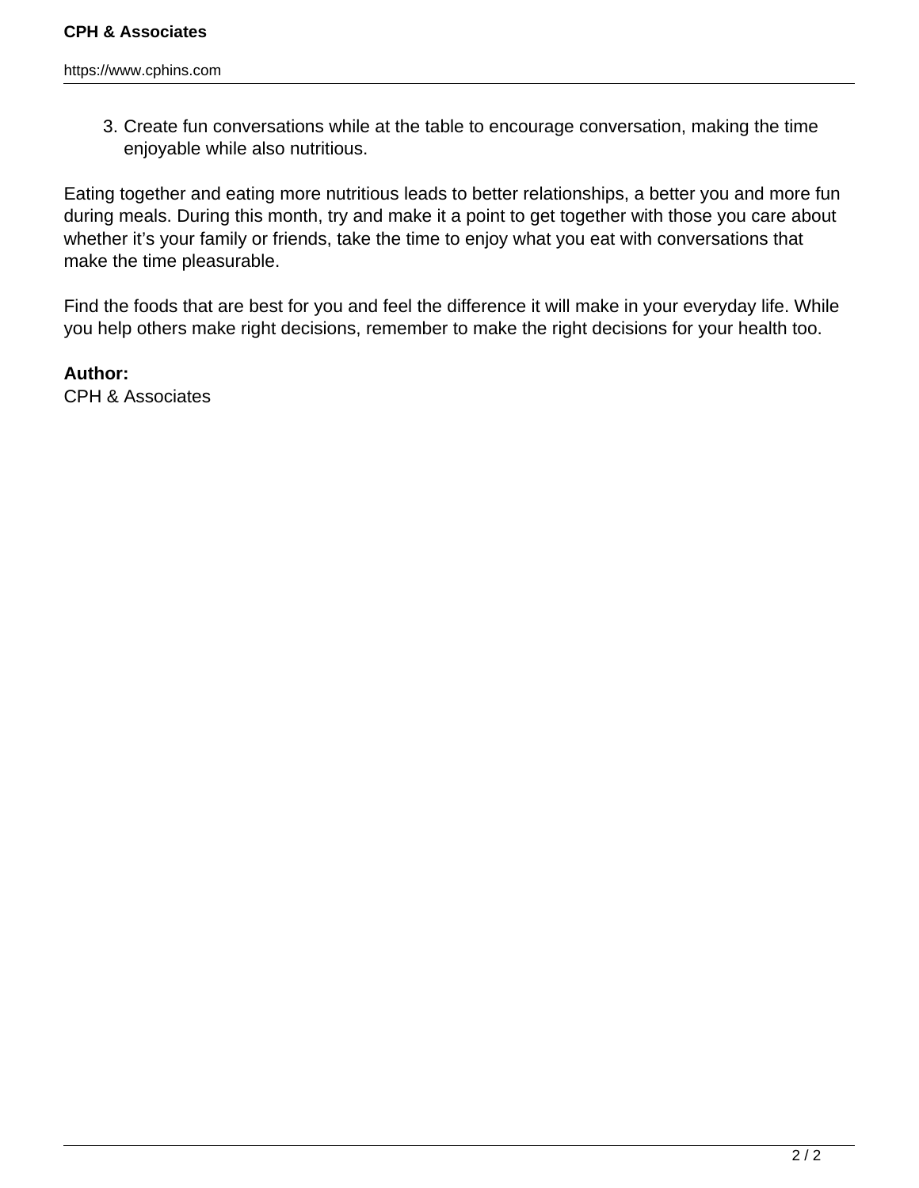3. Create fun conversations while at the table to encourage conversation, making the time enjoyable while also nutritious.

Eating together and eating more nutritious leads to better relationships, a better you and more fun during meals. During this month, try and make it a point to get together with those you care about whether it’s your family or friends, take the time to enjoy what you eat with conversations that make the time pleasurable.

Find the foods that are best for you and feel the difference it will make in your everyday life. While you help others make right decisions, remember to make the right decisions for your health too.

**Author:**
CPH & Associates